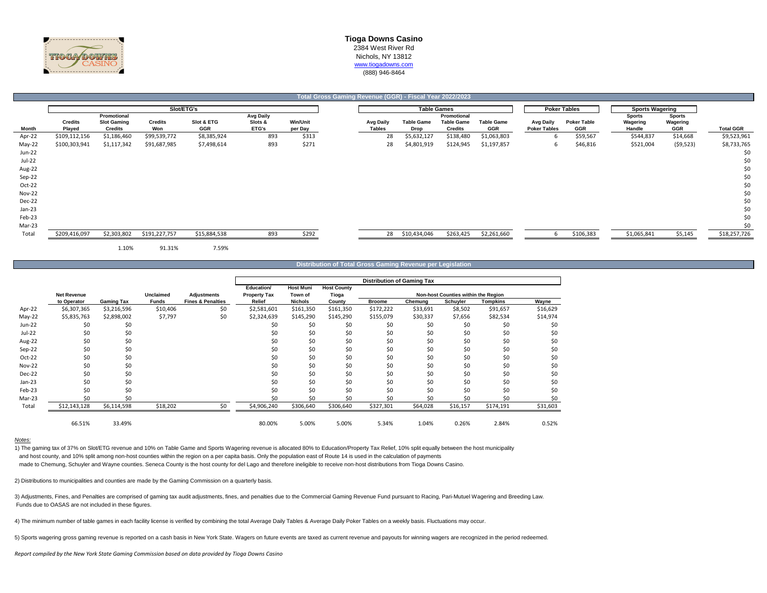# Tioga Downs Casino

2384 West River Rd
Nichols, NY 13812
www.tiogadowns.com
(888) 946-8464

## Total Gross Gaming Revenue (GGR) - Fiscal Year 2022/2023

| | Slot/ETG's | | | | | | Table Games | | | | Poker Tables | | Sports Wagering | | |
|---|---|---|---|---|---|---|---|---|---|---|---|---|---|---|---|
| Month | Credits Played | Promotional Slot Gaming Credits | Credits Won | Slot & ETG GGR | Avg Daily Slots & ETG's | Win/Unit per Day | Avg Daily Tables | Table Game Drop | Promotional Table Game Credits | Table Game GGR | Avg Daily Poker Tables | Poker Table GGR | Sports Wagering Handle | Sports Wagering GGR | Total GGR |
| Apr-22 | $109,112,156 | $1,186,460 | $99,539,772 | $8,385,924 | 893 | $313 | 28 | $5,632,127 | $138,480 | $1,063,803 | 6 | $59,567 | $544,837 | $14,668 | $9,523,961 |
| May-22 | $100,303,941 | $1,117,342 | $91,687,985 | $7,498,614 | 893 | $271 | 28 | $4,801,919 | $124,945 | $1,197,857 | 6 | $46,816 | $521,004 | ($9,523) | $8,733,765 |
| Jun-22 | | | | | | | | | | | | | | | $0 |
| Jul-22 | | | | | | | | | | | | | | | $0 |
| Aug-22 | | | | | | | | | | | | | | | $0 |
| Sep-22 | | | | | | | | | | | | | | | $0 |
| Oct-22 | | | | | | | | | | | | | | | $0 |
| Nov-22 | | | | | | | | | | | | | | | $0 |
| Dec-22 | | | | | | | | | | | | | | | $0 |
| Jan-23 | | | | | | | | | | | | | | | $0 |
| Feb-23 | | | | | | | | | | | | | | | $0 |
| Mar-23 | | | | | | | | | | | | | | | $0 |
| Total | $209,416,097 | $2,303,802 | $191,227,757 | $15,884,538 | 893 | $292 | 28 | $10,434,046 | $263,425 | $2,261,660 | 6 | $106,383 | $1,065,841 | $5,145 | $18,257,726 |
| | | 1.10% | 91.31% | 7.59% | | | | | | | | | | | |

## Distribution of Total Gross Gaming Revenue per Legislation

| | | | | | Distribution of Gaming Tax | | | | | | | | |
|---|---|---|---|---|---|---|---|---|---|---|---|---|---|
| | | | | | | | | Non-host Counties within the Region | | | | | |
| Month | Net Revenue to Operator | Gaming Tax | Unclaimed Funds | Adjustments Fines & Penalties | Education/ Property Tax Relief | Host Muni Town of Nichols | Host County Tioga County | Broome | Chemung | Schuyler | Tompkins | Wayne |
| Apr-22 | $6,307,365 | $3,216,596 | $10,406 | $0 | $2,581,601 | $161,350 | $161,350 | $172,222 | $33,691 | $8,502 | $91,657 | $16,629 |
| May-22 | $5,835,763 | $2,898,002 | $7,797 | $0 | $2,324,639 | $145,290 | $145,290 | $155,079 | $30,337 | $7,656 | $82,534 | $14,974 |
| Jun-22 | $0 | $0 | | | $0 | $0 | $0 | $0 | $0 | $0 | $0 | $0 |
| Jul-22 | $0 | $0 | | | $0 | $0 | $0 | $0 | $0 | $0 | $0 | $0 |
| Aug-22 | $0 | $0 | | | $0 | $0 | $0 | $0 | $0 | $0 | $0 | $0 |
| Sep-22 | $0 | $0 | | | $0 | $0 | $0 | $0 | $0 | $0 | $0 | $0 |
| Oct-22 | $0 | $0 | | | $0 | $0 | $0 | $0 | $0 | $0 | $0 | $0 |
| Nov-22 | $0 | $0 | | | $0 | $0 | $0 | $0 | $0 | $0 | $0 | $0 |
| Dec-22 | $0 | $0 | | | $0 | $0 | $0 | $0 | $0 | $0 | $0 | $0 |
| Jan-23 | $0 | $0 | | | $0 | $0 | $0 | $0 | $0 | $0 | $0 | $0 |
| Feb-23 | $0 | $0 | | | $0 | $0 | $0 | $0 | $0 | $0 | $0 | $0 |
| Mar-23 | $0 | $0 | | | $0 | $0 | $0 | $0 | $0 | $0 | $0 | $0 |
| Total | $12,143,128 | $6,114,598 | $18,202 | $0 | $4,906,240 | $306,640 | $306,640 | $327,301 | $64,028 | $16,157 | $174,191 | $31,603 |
| | 66.51% | 33.49% | | | 80.00% | 5.00% | 5.00% | 5.34% | 1.04% | 0.26% | 2.84% | 0.52% |

*Notes:*

1) The gaming tax of 37% on Slot/ETG revenue and 10% on Table Game and Sports Wagering revenue is allocated 80% to Education/Property Tax Relief, 10% split equally between the host municipality and host county, and 10% split among non-host counties within the region on a per capita basis. Only the population east of Route 14 is used in the calculation of payments made to Chemung, Schuyler and Wayne counties. Seneca County is the host county for del Lago and therefore ineligible to receive non-host distributions from Tioga Downs Casino.

2) Distributions to municipalities and counties are made by the Gaming Commission on a quarterly basis.

3) Adjustments, Fines, and Penalties are comprised of gaming tax audit adjustments, fines, and penalties due to the Commercial Gaming Revenue Fund pursuant to Racing, Pari-Mutuel Wagering and Breeding Law. Funds due to OASAS are not included in these figures.

4) The minimum number of table games in each facility license is verified by combining the total Average Daily Tables & Average Daily Poker Tables on a weekly basis. Fluctuations may occur.

5) Sports wagering gross gaming revenue is reported on a cash basis in New York State. Wagers on future events are taxed as current revenue and payouts for winning wagers are recognized in the period redeemed.

*Report compiled by the New York State Gaming Commission based on data provided by Tioga Downs Casino*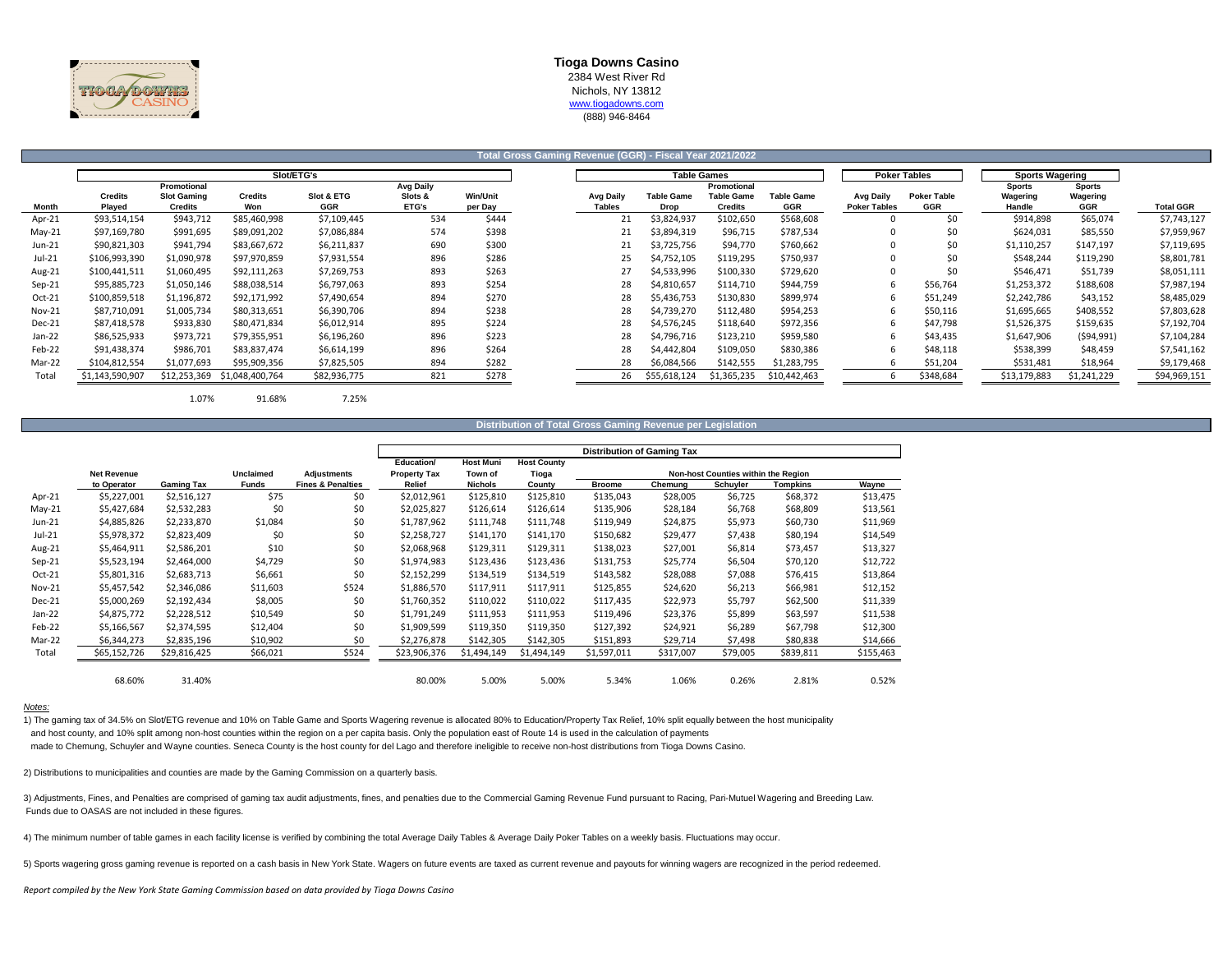**Tioga Downs Casino**
2384 West River Rd
Nichols, NY 13812
www.tiogadowns.com
(888) 946-8464

## Total Gross Gaming Revenue (GGR) - Fiscal Year 2021/2022

| | Slot/ETG's | | | | | | Table Games | | | | Poker Tables | | Sports Wagering | | |
|---|---|---|---|---|---|---|---|---|---|---|---|---|---|---|---|
| Month | Credits Played | Promotional Slot Gaming Credits | Credits Won | Slot & ETG GGR | Avg Daily Slots & ETG's | Win/Unit per Day | Avg Daily Tables | Table Game Drop | Promotional Table Game Credits | Table Game GGR | Avg Daily Poker Tables | Poker Table GGR | Sports Wagering Handle | Sports Wagering GGR | Total GGR |
| Apr-21 | $93,514,154 | $943,712 | $85,460,998 | $7,109,445 | 534 | $444 | 21 | $3,824,937 | $102,650 | $568,608 | 0 | $0 | $914,898 | $65,074 | $7,743,127 |
| May-21 | $97,169,780 | $991,695 | $89,091,202 | $7,086,884 | 574 | $398 | 21 | $3,894,319 | $96,715 | $787,534 | 0 | $0 | $624,031 | $85,550 | $7,959,967 |
| Jun-21 | $90,821,303 | $941,794 | $83,667,672 | $6,211,837 | 690 | $300 | 21 | $3,725,756 | $94,770 | $760,662 | 0 | $0 | $1,110,257 | $147,197 | $7,119,695 |
| Jul-21 | $106,993,390 | $1,090,978 | $97,970,859 | $7,931,554 | 896 | $286 | 25 | $4,752,105 | $119,295 | $750,937 | 0 | $0 | $548,244 | $119,290 | $8,801,781 |
| Aug-21 | $100,441,511 | $1,060,495 | $92,111,263 | $7,269,753 | 893 | $263 | 27 | $4,533,996 | $100,330 | $729,620 | 0 | $0 | $546,471 | $51,739 | $8,051,111 |
| Sep-21 | $95,885,723 | $1,050,146 | $88,038,514 | $6,797,063 | 893 | $254 | 28 | $4,810,657 | $114,710 | $944,759 | 6 | $56,764 | $1,253,372 | $188,608 | $7,987,194 |
| Oct-21 | $100,859,518 | $1,196,872 | $92,171,992 | $7,490,654 | 894 | $270 | 28 | $5,436,753 | $130,830 | $899,974 | 6 | $51,249 | $2,242,786 | $43,152 | $8,485,029 |
| Nov-21 | $87,710,091 | $1,005,734 | $80,313,651 | $6,390,706 | 894 | $238 | 28 | $4,739,270 | $112,480 | $954,253 | 6 | $50,116 | $1,695,665 | $408,552 | $7,803,628 |
| Dec-21 | $87,418,578 | $933,830 | $80,471,834 | $6,012,914 | 895 | $224 | 28 | $4,576,245 | $118,640 | $972,356 | 6 | $47,798 | $1,526,375 | $159,635 | $7,192,704 |
| Jan-22 | $86,525,933 | $973,721 | $79,355,951 | $6,196,260 | 896 | $223 | 28 | $4,796,716 | $123,210 | $959,580 | 6 | $43,435 | $1,647,906 | ($94,991) | $7,104,284 |
| Feb-22 | $91,438,374 | $986,701 | $83,837,474 | $6,614,199 | 896 | $264 | 28 | $4,442,804 | $109,050 | $830,386 | 6 | $48,118 | $538,399 | $48,459 | $7,541,162 |
| Mar-22 | $104,812,554 | $1,077,693 | $95,909,356 | $7,825,505 | 894 | $282 | 28 | $6,084,566 | $142,555 | $1,283,795 | 6 | $51,204 | $531,481 | $18,964 | $9,179,468 |
| Total | $1,143,590,907 | $12,253,369 | $1,048,400,764 | $82,936,775 | 821 | $278 | 26 | $55,618,124 | $1,365,235 | $10,442,463 | 6 | $348,684 | $13,179,883 | $1,241,229 | $94,969,151 |
| | | 1.07% | 91.68% | 7.25% | | | | | | | | | | | |

## Distribution of Total Gross Gaming Revenue per Legislation

| | | | | | Distribution of Gaming Tax | | | | | | | | |
|---|---|---|---|---|---|---|---|---|---|---|---|---|---|
| | | | | | | | | Non-host Counties within the Region | | | | | |
| | Net Revenue to Operator | Gaming Tax | Unclaimed Funds | Adjustments Fines & Penalties | Education/ Property Tax Relief | Host Muni Town of Nichols | Host County Tioga County | Broome | Chemung | Schuyler | Tompkins | Wayne |
| Apr-21 | $5,227,001 | $2,516,127 | $75 | $0 | $2,012,961 | $125,810 | $125,810 | $135,043 | $28,005 | $6,725 | $68,372 | $13,475 |
| May-21 | $5,427,684 | $2,532,283 | $0 | $0 | $2,025,827 | $126,614 | $126,614 | $135,906 | $28,184 | $6,768 | $68,809 | $13,561 |
| Jun-21 | $4,885,826 | $2,233,870 | $1,084 | $0 | $1,787,962 | $111,748 | $111,748 | $119,949 | $24,875 | $5,973 | $60,730 | $11,969 |
| Jul-21 | $5,978,372 | $2,823,409 | $0 | $0 | $2,258,727 | $141,170 | $141,170 | $150,682 | $29,477 | $7,438 | $80,194 | $14,549 |
| Aug-21 | $5,464,911 | $2,586,201 | $10 | $0 | $2,068,968 | $129,311 | $129,311 | $138,023 | $27,001 | $6,814 | $73,457 | $13,327 |
| Sep-21 | $5,523,194 | $2,464,000 | $4,729 | $0 | $1,974,983 | $123,436 | $123,436 | $131,753 | $25,774 | $6,504 | $70,120 | $12,722 |
| Oct-21 | $5,801,316 | $2,683,713 | $6,661 | $0 | $2,152,299 | $134,519 | $134,519 | $143,582 | $28,088 | $7,088 | $76,415 | $13,864 |
| Nov-21 | $5,457,542 | $2,346,086 | $11,603 | $524 | $1,886,570 | $117,911 | $117,911 | $125,855 | $24,620 | $6,213 | $66,981 | $12,152 |
| Dec-21 | $5,000,269 | $2,192,434 | $8,005 | $0 | $1,760,352 | $110,022 | $110,022 | $117,435 | $22,973 | $5,797 | $62,500 | $11,339 |
| Jan-22 | $4,875,772 | $2,228,512 | $10,549 | $0 | $1,791,249 | $111,953 | $111,953 | $119,496 | $23,376 | $5,899 | $63,597 | $11,538 |
| Feb-22 | $5,166,567 | $2,374,595 | $12,404 | $0 | $1,909,599 | $119,350 | $119,350 | $127,392 | $24,921 | $6,289 | $67,798 | $12,300 |
| Mar-22 | $6,344,273 | $2,835,196 | $10,902 | $0 | $2,276,878 | $142,305 | $142,305 | $151,893 | $29,714 | $7,498 | $80,838 | $14,666 |
| Total | $65,152,726 | $29,816,425 | $66,021 | $524 | $23,906,376 | $1,494,149 | $1,494,149 | $1,597,011 | $317,007 | $79,005 | $839,811 | $155,463 |
| | 68.60% | 31.40% | | | 80.00% | 5.00% | 5.00% | 5.34% | 1.06% | 0.26% | 2.81% | 0.52% |

*Notes:*

1) The gaming tax of 34.5% on Slot/ETG revenue and 10% on Table Game and Sports Wagering revenue is allocated 80% to Education/Property Tax Relief, 10% split equally between the host municipality and host county, and 10% split among non-host counties within the region on a per capita basis. Only the population east of Route 14 is used in the calculation of payments made to Chemung, Schuyler and Wayne counties. Seneca County is the host county for del Lago and therefore ineligible to receive non-host distributions from Tioga Downs Casino.

2) Distributions to municipalities and counties are made by the Gaming Commission on a quarterly basis.

3) Adjustments, Fines, and Penalties are comprised of gaming tax audit adjustments, fines, and penalties due to the Commercial Gaming Revenue Fund pursuant to Racing, Pari-Mutuel Wagering and Breeding Law. Funds due to OASAS are not included in these figures.

4) The minimum number of table games in each facility license is verified by combining the total Average Daily Tables & Average Daily Poker Tables on a weekly basis. Fluctuations may occur.

5) Sports wagering gross gaming revenue is reported on a cash basis in New York State. Wagers on future events are taxed as current revenue and payouts for winning wagers are recognized in the period redeemed.

*Report compiled by the New York State Gaming Commission based on data provided by Tioga Downs Casino*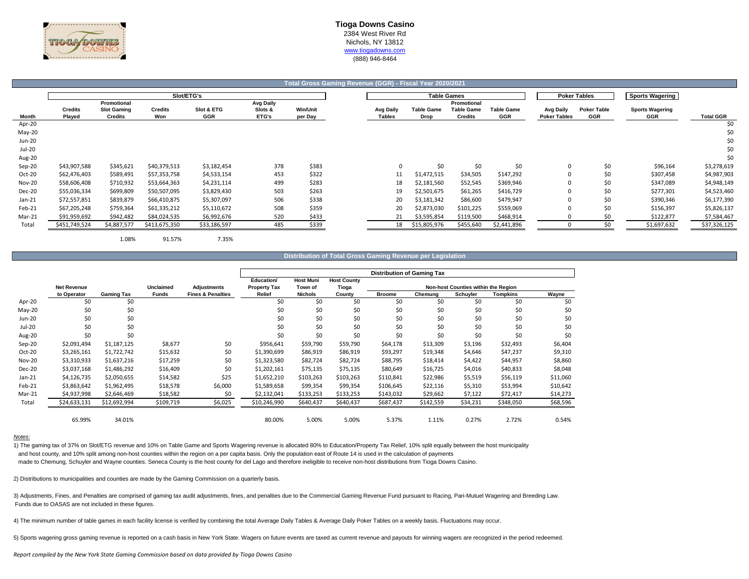# Tioga Downs Casino

2384 West River Rd
Nichols, NY 13812
www.tiogadowns.com
(888) 946-8464

## Total Gross Gaming Revenue (GGR) - Fiscal Year 2020/2021

| | Slot/ETG's | | | | | | Table Games | | | | Poker Tables | | Sports Wagering | |
|---|---|---|---|---|---|---|---|---|---|---|---|---|---|---|
| Month | Credits Played | Promotional Slot Gaming Credits | Credits Won | Slot & ETG GGR | Avg Daily Slots & ETG's | Win/Unit per Day | Avg Daily Tables | Table Game Drop | Promotional Table Game Credits | Table Game GGR | Avg Daily Poker Tables | Poker Table GGR | Sports Wagering GGR | Total GGR |
| Apr-20 | | | | | | | | | | | | | | $0 |
| May-20 | | | | | | | | | | | | | | $0 |
| Jun-20 | | | | | | | | | | | | | | $0 |
| Jul-20 | | | | | | | | | | | | | | $0 |
| Aug-20 | | | | | | | | | | | | | | $0 |
| Sep-20 | $43,907,588 | $345,621 | $40,379,513 | $3,182,454 | 378 | $383 | 0 | $0 | $0 | $0 | 0 | $0 | $96,164 | $3,278,619 |
| Oct-20 | $62,476,403 | $589,491 | $57,353,758 | $4,533,154 | 453 | $322 | 11 | $1,472,515 | $34,505 | $147,292 | 0 | $0 | $307,458 | $4,987,903 |
| Nov-20 | $58,606,408 | $710,932 | $53,664,363 | $4,231,114 | 499 | $283 | 18 | $2,181,560 | $52,545 | $369,946 | 0 | $0 | $347,089 | $4,948,149 |
| Dec-20 | $55,036,334 | $699,809 | $50,507,095 | $3,829,430 | 503 | $263 | 19 | $2,501,675 | $61,265 | $416,729 | 0 | $0 | $277,301 | $4,523,460 |
| Jan-21 | $72,557,851 | $839,879 | $66,410,875 | $5,307,097 | 506 | $338 | 20 | $3,181,342 | $86,600 | $479,947 | 0 | $0 | $390,346 | $6,177,390 |
| Feb-21 | $67,205,248 | $759,364 | $61,335,212 | $5,110,672 | 508 | $359 | 20 | $2,873,030 | $101,225 | $559,069 | 0 | $0 | $156,397 | $5,826,137 |
| Mar-21 | $91,959,692 | $942,482 | $84,024,535 | $6,992,676 | 520 | $433 | 21 | $3,595,854 | $119,500 | $468,914 | 0 | $0 | $122,877 | $7,584,467 |
| Total | $451,749,524 | $4,887,577 | $413,675,350 | $33,186,597 | 485 | $339 | 18 | $15,805,976 | $455,640 | $2,441,896 | 0 | $0 | $1,697,632 | $37,326,125 |
| | | 1.08% | 91.57% | 7.35% | | | | | | | | | | |

## Distribution of Total Gross Gaming Revenue per Legislation

| | | | | | Distribution of Gaming Tax | | | | | | | |
|---|---|---|---|---|---|---|---|---|---|---|---|---|
| | | | | | | | | Non-host Counties within the Region | | | | |
| | Net Revenue to Operator | Gaming Tax | Unclaimed Funds | Adjustments Fines & Penalties | Education/ Property Tax Relief | Host Muni Town of Nichols | Host County Tioga County | Broome | Chemung | Schuyler | Tompkins | Wayne |
| Apr-20 | $0 | $0 | | | $0 | $0 | $0 | $0 | $0 | $0 | $0 | $0 |
| May-20 | $0 | $0 | | | $0 | $0 | $0 | $0 | $0 | $0 | $0 | $0 |
| Jun-20 | $0 | $0 | | | $0 | $0 | $0 | $0 | $0 | $0 | $0 | $0 |
| Jul-20 | $0 | $0 | | | $0 | $0 | $0 | $0 | $0 | $0 | $0 | $0 |
| Aug-20 | $0 | $0 | | | $0 | $0 | $0 | $0 | $0 | $0 | $0 | $0 |
| Sep-20 | $2,091,494 | $1,187,125 | $8,677 | $0 | $956,641 | $59,790 | $59,790 | $64,178 | $13,309 | $3,196 | $32,493 | $6,404 |
| Oct-20 | $3,265,161 | $1,722,742 | $15,632 | $0 | $1,390,699 | $86,919 | $86,919 | $93,297 | $19,348 | $4,646 | $47,237 | $9,310 |
| Nov-20 | $3,310,933 | $1,637,216 | $17,259 | $0 | $1,323,580 | $82,724 | $82,724 | $88,795 | $18,414 | $4,422 | $44,957 | $8,860 |
| Dec-20 | $3,037,168 | $1,486,292 | $16,409 | $0 | $1,202,161 | $75,135 | $75,135 | $80,649 | $16,725 | $4,016 | $40,833 | $8,048 |
| Jan-21 | $4,126,735 | $2,050,655 | $14,582 | $25 | $1,652,210 | $103,263 | $103,263 | $110,841 | $22,986 | $5,519 | $56,119 | $11,060 |
| Feb-21 | $3,863,642 | $1,962,495 | $18,578 | $6,000 | $1,589,658 | $99,354 | $99,354 | $106,645 | $22,116 | $5,310 | $53,994 | $10,642 |
| Mar-21 | $4,937,998 | $2,646,469 | $18,582 | $0 | $2,132,041 | $133,253 | $133,253 | $143,032 | $29,662 | $7,122 | $72,417 | $14,273 |
| Total | $24,633,131 | $12,692,994 | $109,719 | $6,025 | $10,246,990 | $640,437 | $640,437 | $687,437 | $142,559 | $34,231 | $348,050 | $68,596 |
| | 65.99% | 34.01% | | | 80.00% | 5.00% | 5.00% | 5.37% | 1.11% | 0.27% | 2.72% | 0.54% |

*Notes:*

1) The gaming tax of 37% on Slot/ETG revenue and 10% on Table Game and Sports Wagering revenue is allocated 80% to Education/Property Tax Relief, 10% split equally between the host municipality and host county, and 10% split among non-host counties within the region on a per capita basis. Only the population east of Route 14 is used in the calculation of payments made to Chemung, Schuyler and Wayne counties. Seneca County is the host county for del Lago and therefore ineligible to receive non-host distributions from Tioga Downs Casino.

2) Distributions to municipalities and counties are made by the Gaming Commission on a quarterly basis.

3) Adjustments, Fines, and Penalties are comprised of gaming tax audit adjustments, fines, and penalties due to the Commercial Gaming Revenue Fund pursuant to Racing, Pari-Mutuel Wagering and Breeding Law. Funds due to OASAS are not included in these figures.

4) The minimum number of table games in each facility license is verified by combining the total Average Daily Tables & Average Daily Poker Tables on a weekly basis. Fluctuations may occur.

5) Sports wagering gross gaming revenue is reported on a cash basis in New York State. Wagers on future events are taxed as current revenue and payouts for winning wagers are recognized in the period redeemed.

*Report compiled by the New York State Gaming Commission based on data provided by Tioga Downs Casino*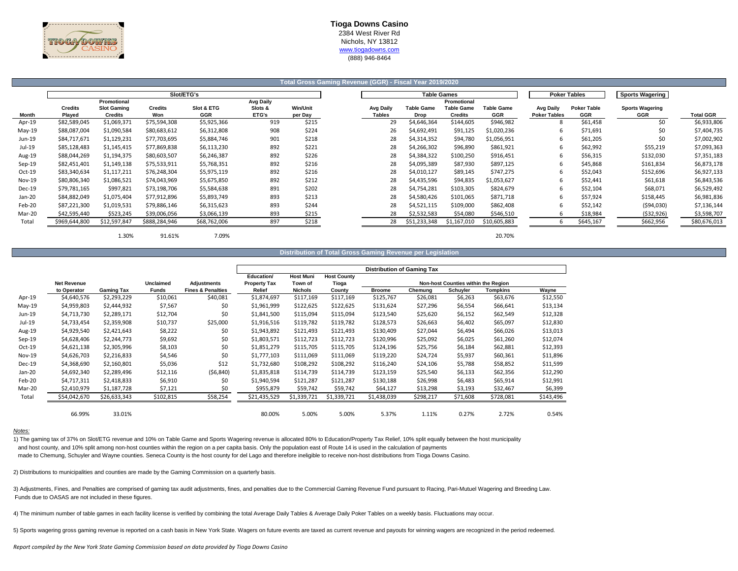# Tioga Downs Casino

2384 West River Rd
Nichols, NY 13812
www.tiogadowns.com
(888) 946-8464

## Total Gross Gaming Revenue (GGR) - Fiscal Year 2019/2020

| | Slot/ETG's | | | | | | Table Games | | | | Poker Tables | | Sports Wagering | |
|---|---|---|---|---|---|---|---|---|---|---|---|---|---|---|
| Month | Credits Played | Promotional Slot Gaming Credits | Credits Won | Slot & ETG GGR | Avg Daily Slots & ETG's | Win/Unit per Day | Avg Daily Tables | Table Game Drop | Promotional Table Game Credits | Table Game GGR | Avg Daily Poker Tables | Poker Table GGR | Sports Wagering GGR | Total GGR |
| Apr-19 | $82,589,045 | $1,069,371 | $75,594,308 | $5,925,366 | 919 | $215 | 29 | $4,646,364 | $144,605 | $946,982 | 8 | $61,458 | $0 | $6,933,806 |
| May-19 | $88,087,004 | $1,090,584 | $80,683,612 | $6,312,808 | 908 | $224 | 26 | $4,692,491 | $91,125 | $1,020,236 | 6 | $71,691 | $0 | $7,404,735 |
| Jun-19 | $84,717,671 | $1,129,231 | $77,703,695 | $5,884,746 | 901 | $218 | 28 | $4,314,352 | $94,780 | $1,056,951 | 6 | $61,205 | $0 | $7,002,902 |
| Jul-19 | $85,128,483 | $1,145,415 | $77,869,838 | $6,113,230 | 892 | $221 | 28 | $4,266,302 | $96,890 | $861,921 | 6 | $62,992 | $55,219 | $7,093,363 |
| Aug-19 | $88,044,269 | $1,194,375 | $80,603,507 | $6,246,387 | 892 | $226 | 28 | $4,384,322 | $100,250 | $916,451 | 6 | $56,315 | $132,030 | $7,351,183 |
| Sep-19 | $82,451,401 | $1,149,138 | $75,533,911 | $5,768,351 | 892 | $216 | 28 | $4,095,389 | $87,930 | $897,125 | 6 | $45,868 | $161,834 | $6,873,178 |
| Oct-19 | $83,340,634 | $1,117,211 | $76,248,304 | $5,975,119 | 892 | $216 | 28 | $4,010,127 | $89,145 | $747,275 | 6 | $52,043 | $152,696 | $6,927,133 |
| Nov-19 | $80,806,340 | $1,086,521 | $74,043,969 | $5,675,850 | 892 | $212 | 28 | $4,435,596 | $94,835 | $1,053,627 | 6 | $52,441 | $61,618 | $6,843,536 |
| Dec-19 | $79,781,165 | $997,821 | $73,198,706 | $5,584,638 | 891 | $202 | 28 | $4,754,281 | $103,305 | $824,679 | 6 | $52,104 | $68,071 | $6,529,492 |
| Jan-20 | $84,882,049 | $1,075,404 | $77,912,896 | $5,893,749 | 893 | $213 | 28 | $4,580,426 | $101,065 | $871,718 | 6 | $57,924 | $158,445 | $6,981,836 |
| Feb-20 | $87,221,300 | $1,019,531 | $79,886,146 | $6,315,623 | 893 | $244 | 28 | $4,521,115 | $109,000 | $862,408 | 6 | $52,142 | ($94,030) | $7,136,144 |
| Mar-20 | $42,595,440 | $523,245 | $39,006,056 | $3,066,139 | 893 | $215 | 28 | $2,532,583 | $54,080 | $546,510 | 6 | $18,984 | ($32,926) | $3,598,707 |
| Total | $969,644,800 | $12,597,847 | $888,284,946 | $68,762,006 | 897 | $218 | 28 | $51,233,348 | $1,167,010 | $10,605,883 | 6 | $645,167 | $662,956 | $80,676,013 |
| | | 1.30% | 91.61% | 7.09% | | | | | | 20.70% | | | | |

## Distribution of Total Gross Gaming Revenue per Legislation

| | | | | | Distribution of Gaming Tax | | | | | | | |
|---|---|---|---|---|---|---|---|---|---|---|---|---|
| | | | | | | | | Non-host Counties within the Region | | | | |
| | Net Revenue to Operator | Gaming Tax | Unclaimed Funds | Adjustments Fines & Penalties | Education/ Property Tax Relief | Host Muni Town of Nichols | Host County Tioga County | Broome | Chemung | Schuyler | Tompkins | Wayne |
| Apr-19 | $4,640,576 | $2,293,229 | $10,061 | $40,081 | $1,874,697 | $117,169 | $117,169 | $125,767 | $26,081 | $6,263 | $63,676 | $12,550 |
| May-19 | $4,959,803 | $2,444,932 | $7,567 | $0 | $1,961,999 | $122,625 | $122,625 | $131,624 | $27,296 | $6,554 | $66,641 | $13,134 |
| Jun-19 | $4,713,730 | $2,289,171 | $12,704 | $0 | $1,841,500 | $115,094 | $115,094 | $123,540 | $25,620 | $6,152 | $62,549 | $12,328 |
| Jul-19 | $4,733,454 | $2,359,908 | $10,737 | $25,000 | $1,916,516 | $119,782 | $119,782 | $128,573 | $26,663 | $6,402 | $65,097 | $12,830 |
| Aug-19 | $4,929,540 | $2,421,643 | $8,222 | $0 | $1,943,892 | $121,493 | $121,493 | $130,409 | $27,044 | $6,494 | $66,026 | $13,013 |
| Sep-19 | $4,628,406 | $2,244,773 | $9,692 | $0 | $1,803,571 | $112,723 | $112,723 | $120,996 | $25,092 | $6,025 | $61,260 | $12,074 |
| Oct-19 | $4,621,138 | $2,305,996 | $8,103 | $0 | $1,851,279 | $115,705 | $115,705 | $124,196 | $25,756 | $6,184 | $62,881 | $12,393 |
| Nov-19 | $4,626,703 | $2,216,833 | $4,546 | $0 | $1,777,103 | $111,069 | $111,069 | $119,220 | $24,724 | $5,937 | $60,361 | $11,896 |
| Dec-19 | $4,368,690 | $2,160,801 | $5,036 | $12 | $1,732,680 | $108,292 | $108,292 | $116,240 | $24,106 | $5,788 | $58,852 | $11,599 |
| Jan-20 | $4,692,340 | $2,289,496 | $12,116 | ($6,840) | $1,835,818 | $114,739 | $114,739 | $123,159 | $25,540 | $6,133 | $62,356 | $12,290 |
| Feb-20 | $4,717,311 | $2,418,833 | $6,910 | $0 | $1,940,594 | $121,287 | $121,287 | $130,188 | $26,998 | $6,483 | $65,914 | $12,991 |
| Mar-20 | $2,410,979 | $1,187,728 | $7,121 | $0 | $955,879 | $59,742 | $59,742 | $64,127 | $13,298 | $3,193 | $32,467 | $6,399 |
| Total | $54,042,670 | $26,633,343 | $102,815 | $58,254 | $21,435,529 | $1,339,721 | $1,339,721 | $1,438,039 | $298,217 | $71,608 | $728,081 | $143,496 |
| | 66.99% | 33.01% | | | 80.00% | 5.00% | 5.00% | 5.37% | 1.11% | 0.27% | 2.72% | 0.54% |

*Notes:*

1) The gaming tax of 37% on Slot/ETG revenue and 10% on Table Game and Sports Wagering revenue is allocated 80% to Education/Property Tax Relief, 10% split equally between the host municipality and host county, and 10% split among non-host counties within the region on a per capita basis. Only the population east of Route 14 is used in the calculation of payments made to Chemung, Schuyler and Wayne counties. Seneca County is the host county for del Lago and therefore ineligible to receive non-host distributions from Tioga Downs Casino.

2) Distributions to municipalities and counties are made by the Gaming Commission on a quarterly basis.

3) Adjustments, Fines, and Penalties are comprised of gaming tax audit adjustments, fines, and penalties due to the Commercial Gaming Revenue Fund pursuant to Racing, Pari-Mutuel Wagering and Breeding Law. Funds due to OASAS are not included in these figures.

4) The minimum number of table games in each facility license is verified by combining the total Average Daily Tables & Average Daily Poker Tables on a weekly basis. Fluctuations may occur.

5) Sports wagering gross gaming revenue is reported on a cash basis in New York State. Wagers on future events are taxed as current revenue and payouts for winning wagers are recognized in the period redeemed.

*Report compiled by the New York State Gaming Commission based on data provided by Tioga Downs Casino*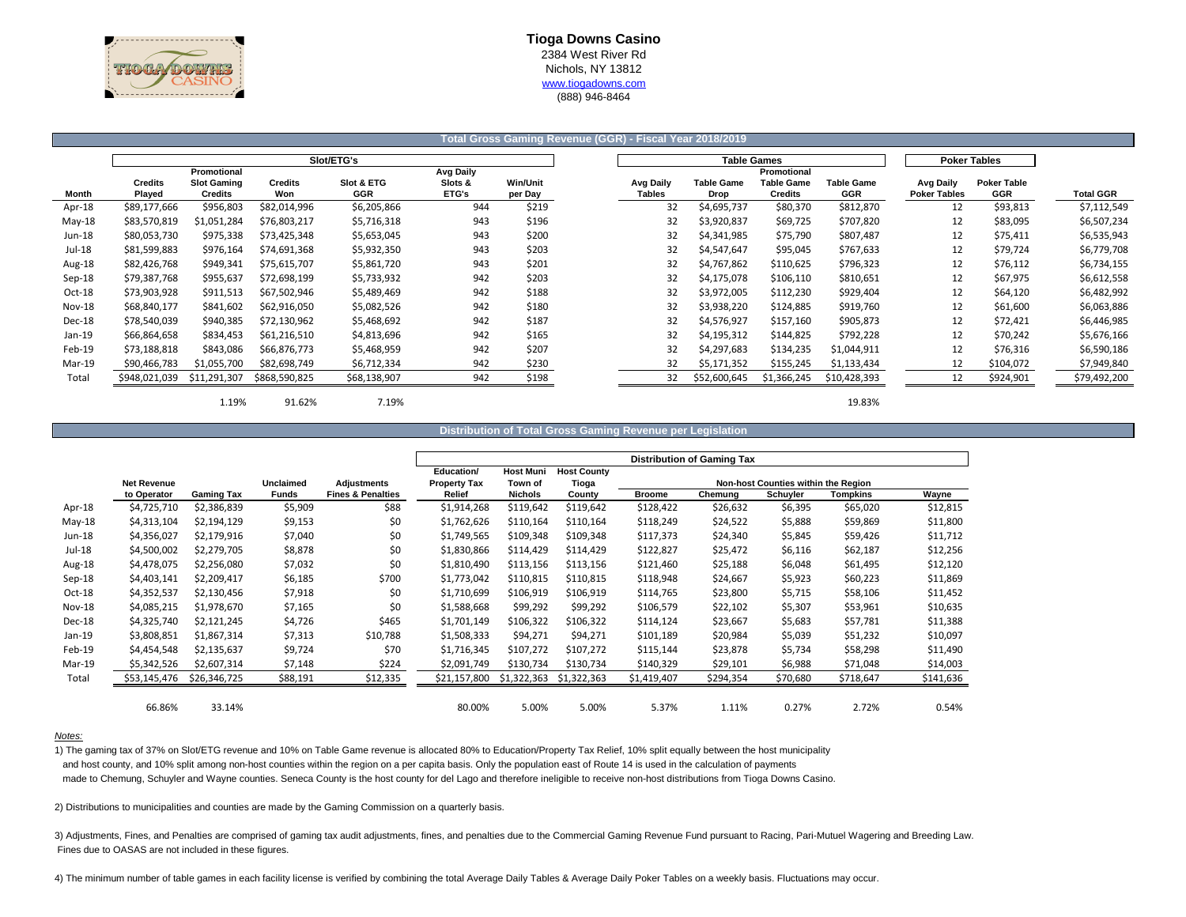# Tioga Downs Casino

2384 West River Rd
Nichols, NY 13812
www.tiogadowns.com
(888) 946-8464

## Total Gross Gaming Revenue (GGR) - Fiscal Year 2018/2019

| | Slot/ETG's | | | | | | Table Games | | | | Poker Tables | | |
|---|---|---|---|---|---|---|---|---|---|---|---|---|---|
| Month | Credits Played | Promotional Slot Gaming Credits | Credits Won | Slot & ETG GGR | Avg Daily Slots & ETG's | Win/Unit per Day | Avg Daily Tables | Table Game Drop | Promotional Table Game Credits | Table Game GGR | Avg Daily Poker Tables | Poker Table GGR | Total GGR |
| Apr-18 | $89,177,666 | $956,803 | $82,014,996 | $6,205,866 | 944 | $219 | 32 | $4,695,737 | $80,370 | $812,870 | 12 | $93,813 | $7,112,549 |
| May-18 | $83,570,819 | $1,051,284 | $76,803,217 | $5,716,318 | 943 | $196 | 32 | $3,920,837 | $69,725 | $707,820 | 12 | $83,095 | $6,507,234 |
| Jun-18 | $80,053,730 | $975,338 | $73,425,348 | $5,653,045 | 943 | $200 | 32 | $4,341,985 | $75,790 | $807,487 | 12 | $75,411 | $6,535,943 |
| Jul-18 | $81,599,883 | $976,164 | $74,691,368 | $5,932,350 | 943 | $203 | 32 | $4,547,647 | $95,045 | $767,633 | 12 | $79,724 | $6,779,708 |
| Aug-18 | $82,426,768 | $949,341 | $75,615,707 | $5,861,720 | 943 | $201 | 32 | $4,767,862 | $110,625 | $796,323 | 12 | $76,112 | $6,734,155 |
| Sep-18 | $79,387,768 | $955,637 | $72,698,199 | $5,733,932 | 942 | $203 | 32 | $4,175,078 | $106,110 | $810,651 | 12 | $67,975 | $6,612,558 |
| Oct-18 | $73,903,928 | $911,513 | $67,502,946 | $5,489,469 | 942 | $188 | 32 | $3,972,005 | $112,230 | $929,404 | 12 | $64,120 | $6,482,992 |
| Nov-18 | $68,840,177 | $841,602 | $62,916,050 | $5,082,526 | 942 | $180 | 32 | $3,938,220 | $124,885 | $919,760 | 12 | $61,600 | $6,063,886 |
| Dec-18 | $78,540,039 | $940,385 | $72,130,962 | $5,468,692 | 942 | $187 | 32 | $4,576,927 | $157,160 | $905,873 | 12 | $72,421 | $6,446,985 |
| Jan-19 | $66,864,658 | $834,453 | $61,216,510 | $4,813,696 | 942 | $165 | 32 | $4,195,312 | $144,825 | $792,228 | 12 | $70,242 | $5,676,166 |
| Feb-19 | $73,188,818 | $843,086 | $66,876,773 | $5,468,959 | 942 | $207 | 32 | $4,297,683 | $134,235 | $1,044,911 | 12 | $76,316 | $6,590,186 |
| Mar-19 | $90,466,783 | $1,055,700 | $82,698,749 | $6,712,334 | 942 | $230 | 32 | $5,171,352 | $155,245 | $1,133,434 | 12 | $104,072 | $7,949,840 |
| Total | $948,021,039 | $11,291,307 | $868,590,825 | $68,138,907 | 942 | $198 | 32 | $52,600,645 | $1,366,245 | $10,428,393 | 12 | $924,901 | $79,492,200 |
| | | 1.19% | 91.62% | 7.19% | | | | | | 19.83% | | | |

## Distribution of Total Gross Gaming Revenue per Legislation

| | | | | | Distribution of Gaming Tax | | | | | | | | |
|---|---|---|---|---|---|---|---|---|---|---|---|---|---|
| | | | | | | | | Non-host Counties within the Region | | | | | |
| Month | Net Revenue to Operator | Gaming Tax | Unclaimed Funds | Adjustments Fines & Penalties | Education/ Property Tax Relief | Host Muni Town of Nichols | Host County Tioga County | Broome | Chemung | Schuyler | Tompkins | Wayne |
| Apr-18 | $4,725,710 | $2,386,839 | $5,909 | $88 | $1,914,268 | $119,642 | $119,642 | $128,422 | $26,632 | $6,395 | $65,020 | $12,815 |
| May-18 | $4,313,104 | $2,194,129 | $9,153 | $0 | $1,762,626 | $110,164 | $110,164 | $118,249 | $24,522 | $5,888 | $59,869 | $11,800 |
| Jun-18 | $4,356,027 | $2,179,916 | $7,040 | $0 | $1,749,565 | $109,348 | $109,348 | $117,373 | $24,340 | $5,845 | $59,426 | $11,712 |
| Jul-18 | $4,500,002 | $2,279,705 | $8,878 | $0 | $1,830,866 | $114,429 | $114,429 | $122,827 | $25,472 | $6,116 | $62,187 | $12,256 |
| Aug-18 | $4,478,075 | $2,256,080 | $7,032 | $0 | $1,810,490 | $113,156 | $113,156 | $121,460 | $25,188 | $6,048 | $61,495 | $12,120 |
| Sep-18 | $4,403,141 | $2,209,417 | $6,185 | $700 | $1,773,042 | $110,815 | $110,815 | $118,948 | $24,667 | $5,923 | $60,223 | $11,869 |
| Oct-18 | $4,352,537 | $2,130,456 | $7,918 | $0 | $1,710,699 | $106,919 | $106,919 | $114,765 | $23,800 | $5,715 | $58,106 | $11,452 |
| Nov-18 | $4,085,215 | $1,978,670 | $7,165 | $0 | $1,588,668 | $99,292 | $99,292 | $106,579 | $22,102 | $5,307 | $53,961 | $10,635 |
| Dec-18 | $4,325,740 | $2,121,245 | $4,726 | $465 | $1,701,149 | $106,322 | $106,322 | $114,124 | $23,667 | $5,683 | $57,781 | $11,388 |
| Jan-19 | $3,808,851 | $1,867,314 | $7,313 | $10,788 | $1,508,333 | $94,271 | $94,271 | $101,189 | $20,984 | $5,039 | $51,232 | $10,097 |
| Feb-19 | $4,454,548 | $2,135,637 | $9,724 | $70 | $1,716,345 | $107,272 | $107,272 | $115,144 | $23,878 | $5,734 | $58,298 | $11,490 |
| Mar-19 | $5,342,526 | $2,607,314 | $7,148 | $224 | $2,091,749 | $130,734 | $130,734 | $140,329 | $29,101 | $6,988 | $71,048 | $14,003 |
| Total | $53,145,476 | $26,346,725 | $88,191 | $12,335 | $21,157,800 | $1,322,363 | $1,322,363 | $1,419,407 | $294,354 | $70,680 | $718,647 | $141,636 |
| | 66.86% | 33.14% | | | 80.00% | 5.00% | 5.00% | 5.37% | 1.11% | 0.27% | 2.72% | 0.54% |

*Notes:*

1) The gaming tax of 37% on Slot/ETG revenue and 10% on Table Game revenue is allocated 80% to Education/Property Tax Relief, 10% split equally between the host municipality and host county, and 10% split among non-host counties within the region on a per capita basis. Only the population east of Route 14 is used in the calculation of payments made to Chemung, Schuyler and Wayne counties. Seneca County is the host county for del Lago and therefore ineligible to receive non-host distributions from Tioga Downs Casino.

2) Distributions to municipalities and counties are made by the Gaming Commission on a quarterly basis.

3) Adjustments, Fines, and Penalties are comprised of gaming tax audit adjustments, fines, and penalties due to the Commercial Gaming Revenue Fund pursuant to Racing, Pari-Mutuel Wagering and Breeding Law. Fines due to OASAS are not included in these figures.

4) The minimum number of table games in each facility license is verified by combining the total Average Daily Tables & Average Daily Poker Tables on a weekly basis. Fluctuations may occur.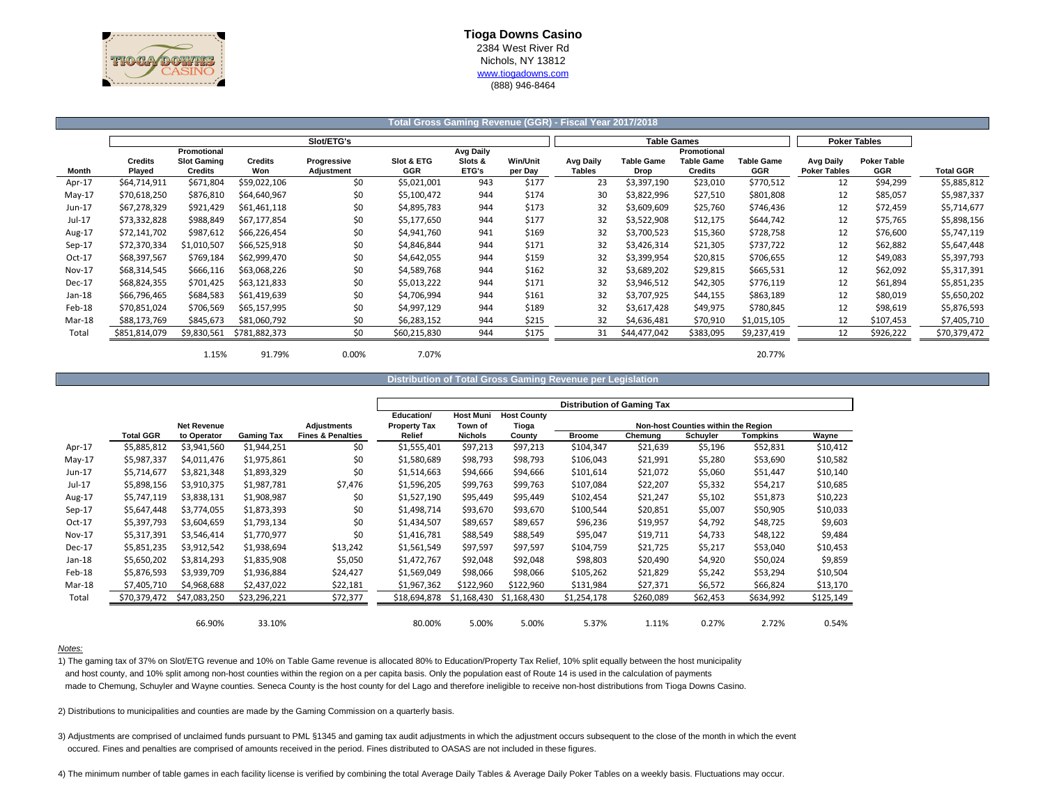# Tioga Downs Casino

2384 West River Rd
Nichols, NY 13812
www.tiogadowns.com
(888) 946-8464

## Total Gross Gaming Revenue (GGR) - Fiscal Year 2017/2018

| | Slot/ETG's | | | | | | | Table Games | | | | Poker Tables | | |
|---|---|---|---|---|---|---|---|---|---|---|---|---|---|---|
| Month | Credits Played | Promotional Slot Gaming Credits | Credits Won | Progressive Adjustment | Slot & ETG GGR | Avg Daily Slots & ETG's | Win/Unit per Day | Avg Daily Tables | Table Game Drop | Promotional Table Game Credits | Table Game GGR | Avg Daily Poker Tables | Poker Table GGR | Total GGR |
| Apr-17 | $64,714,911 | $671,804 | $59,022,106 | $0 | $5,021,001 | 943 | $177 | 23 | $3,397,190 | $23,010 | $770,512 | 12 | $94,299 | $5,885,812 |
| May-17 | $70,618,250 | $876,810 | $64,640,967 | $0 | $5,100,472 | 944 | $174 | 30 | $3,822,996 | $27,510 | $801,808 | 12 | $85,057 | $5,987,337 |
| Jun-17 | $67,278,329 | $921,429 | $61,461,118 | $0 | $4,895,783 | 944 | $173 | 32 | $3,609,609 | $25,760 | $746,436 | 12 | $72,459 | $5,714,677 |
| Jul-17 | $73,332,828 | $988,849 | $67,177,854 | $0 | $5,177,650 | 944 | $177 | 32 | $3,522,908 | $12,175 | $644,742 | 12 | $75,765 | $5,898,156 |
| Aug-17 | $72,141,702 | $987,612 | $66,226,454 | $0 | $4,941,760 | 941 | $169 | 32 | $3,700,523 | $15,360 | $728,758 | 12 | $76,600 | $5,747,119 |
| Sep-17 | $72,370,334 | $1,010,507 | $66,525,918 | $0 | $4,846,844 | 944 | $171 | 32 | $3,426,314 | $21,305 | $737,722 | 12 | $62,882 | $5,647,448 |
| Oct-17 | $68,397,567 | $769,184 | $62,999,470 | $0 | $4,642,055 | 944 | $159 | 32 | $3,399,954 | $20,815 | $706,655 | 12 | $49,083 | $5,397,793 |
| Nov-17 | $68,314,545 | $666,116 | $63,068,226 | $0 | $4,589,768 | 944 | $162 | 32 | $3,689,202 | $29,815 | $665,531 | 12 | $62,092 | $5,317,391 |
| Dec-17 | $68,824,355 | $701,425 | $63,121,833 | $0 | $5,013,222 | 944 | $171 | 32 | $3,946,512 | $42,305 | $776,119 | 12 | $61,894 | $5,851,235 |
| Jan-18 | $66,796,465 | $684,583 | $61,419,639 | $0 | $4,706,994 | 944 | $161 | 32 | $3,707,925 | $44,155 | $863,189 | 12 | $80,019 | $5,650,202 |
| Feb-18 | $70,851,024 | $706,569 | $65,157,995 | $0 | $4,997,129 | 944 | $189 | 32 | $3,617,428 | $49,975 | $780,845 | 12 | $98,619 | $5,876,593 |
| Mar-18 | $88,173,769 | $845,673 | $81,060,792 | $0 | $6,283,152 | 944 | $215 | 32 | $4,636,481 | $70,910 | $1,015,105 | 12 | $107,453 | $7,405,710 |
| Total | $851,814,079 | $9,830,561 | $781,882,373 | $0 | $60,215,830 | 944 | $175 | 31 | $44,477,042 | $383,095 | $9,237,419 | 12 | $926,222 | $70,379,472 |
| | | 1.15% | 91.79% | 0.00% | 7.07% | | | | | | 20.77% | | | |

## Distribution of Total Gross Gaming Revenue per Legislation

| | | | | | Distribution of Gaming Tax | | | | | | | | |
|---|---|---|---|---|---|---|---|---|---|---|---|---|---|
| | | | | | | | | Non-host Counties within the Region | | | | | |
| | Total GGR | Net Revenue to Operator | Gaming Tax | Adjustments Fines & Penalties | Education/ Property Tax Relief | Host Muni Town of Nichols | Host County Tioga County | Broome | Chemung | Schuyler | Tompkins | Wayne |
| Apr-17 | $5,885,812 | $3,941,560 | $1,944,251 | $0 | $1,555,401 | $97,213 | $97,213 | $104,347 | $21,639 | $5,196 | $52,831 | $10,412 |
| May-17 | $5,987,337 | $4,011,476 | $1,975,861 | $0 | $1,580,689 | $98,793 | $98,793 | $106,043 | $21,991 | $5,280 | $53,690 | $10,582 |
| Jun-17 | $5,714,677 | $3,821,348 | $1,893,329 | $0 | $1,514,663 | $94,666 | $94,666 | $101,614 | $21,072 | $5,060 | $51,447 | $10,140 |
| Jul-17 | $5,898,156 | $3,910,375 | $1,987,781 | $7,476 | $1,596,205 | $99,763 | $99,763 | $107,084 | $22,207 | $5,332 | $54,217 | $10,685 |
| Aug-17 | $5,747,119 | $3,838,131 | $1,908,987 | $0 | $1,527,190 | $95,449 | $95,449 | $102,454 | $21,247 | $5,102 | $51,873 | $10,223 |
| Sep-17 | $5,647,448 | $3,774,055 | $1,873,393 | $0 | $1,498,714 | $93,670 | $93,670 | $100,544 | $20,851 | $5,007 | $50,905 | $10,033 |
| Oct-17 | $5,397,793 | $3,604,659 | $1,793,134 | $0 | $1,434,507 | $89,657 | $89,657 | $96,236 | $19,957 | $4,792 | $48,725 | $9,603 |
| Nov-17 | $5,317,391 | $3,546,414 | $1,770,977 | $0 | $1,416,781 | $88,549 | $88,549 | $95,047 | $19,711 | $4,733 | $48,122 | $9,484 |
| Dec-17 | $5,851,235 | $3,912,542 | $1,938,694 | $13,242 | $1,561,549 | $97,597 | $97,597 | $104,759 | $21,725 | $5,217 | $53,040 | $10,453 |
| Jan-18 | $5,650,202 | $3,814,293 | $1,835,908 | $5,050 | $1,472,767 | $92,048 | $92,048 | $98,803 | $20,490 | $4,920 | $50,024 | $9,859 |
| Feb-18 | $5,876,593 | $3,939,709 | $1,936,884 | $24,427 | $1,569,049 | $98,066 | $98,066 | $105,262 | $21,829 | $5,242 | $53,294 | $10,504 |
| Mar-18 | $7,405,710 | $4,968,688 | $2,437,022 | $22,181 | $1,967,362 | $122,960 | $122,960 | $131,984 | $27,371 | $6,572 | $66,824 | $13,170 |
| Total | $70,379,472 | $47,083,250 | $23,296,221 | $72,377 | $18,694,878 | $1,168,430 | $1,168,430 | $1,254,178 | $260,089 | $62,453 | $634,992 | $125,149 |
| | | 66.90% | 33.10% | | 80.00% | 5.00% | 5.00% | 5.37% | 1.11% | 0.27% | 2.72% | 0.54% |

*Notes:*

1) The gaming tax of 37% on Slot/ETG revenue and 10% on Table Game revenue is allocated 80% to Education/Property Tax Relief, 10% split equally between the host municipality and host county, and 10% split among non-host counties within the region on a per capita basis. Only the population east of Route 14 is used in the calculation of payments made to Chemung, Schuyler and Wayne counties. Seneca County is the host county for del Lago and therefore ineligible to receive non-host distributions from Tioga Downs Casino.

2) Distributions to municipalities and counties are made by the Gaming Commission on a quarterly basis.

3) Adjustments are comprised of unclaimed funds pursuant to PML §1345 and gaming tax audit adjustments in which the adjustment occurs subsequent to the close of the month in which the event occured. Fines and penalties are comprised of amounts received in the period. Fines distributed to OASAS are not included in these figures.

4) The minimum number of table games in each facility license is verified by combining the total Average Daily Tables & Average Daily Poker Tables on a weekly basis. Fluctuations may occur.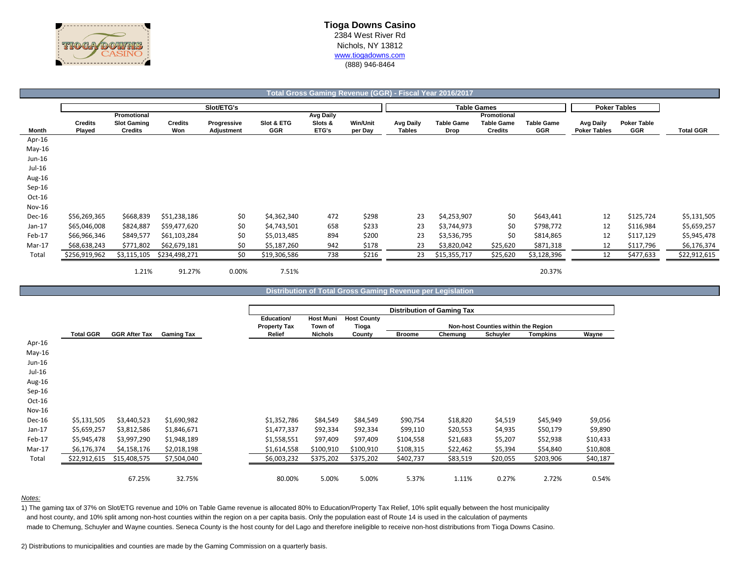# Tioga Downs Casino

2384 West River Rd
Nichols, NY 13812
www.tiogadowns.com
(888) 946-8464

## Total Gross Gaming Revenue (GGR) - Fiscal Year 2016/2017

| | Slot/ETG's | | | | | | | Table Games | | | | Poker Tables | | |
|---|---|---|---|---|---|---|---|---|---|---|---|---|---|---|
| Month | Credits Played | Promotional Slot Gaming Credits | Credits Won | Progressive Adjustment | Slot & ETG GGR | Avg Daily Slots & ETG's | Win/Unit per Day | Avg Daily Tables | Table Game Drop | Promotional Table Game Credits | Table Game GGR | Avg Daily Poker Tables | Poker Table GGR | Total GGR |
| Apr-16 | | | | | | | | | | | | | | |
| May-16 | | | | | | | | | | | | | | |
| Jun-16 | | | | | | | | | | | | | | |
| Jul-16 | | | | | | | | | | | | | | |
| Aug-16 | | | | | | | | | | | | | | |
| Sep-16 | | | | | | | | | | | | | | |
| Oct-16 | | | | | | | | | | | | | | |
| Nov-16 | | | | | | | | | | | | | | |
| Dec-16 | $56,269,365 | $668,839 | $51,238,186 | $0 | $4,362,340 | 472 | $298 | 23 | $4,253,907 | $0 | $643,441 | 12 | $125,724 | $5,131,505 |
| Jan-17 | $65,046,008 | $824,887 | $59,477,620 | $0 | $4,743,501 | 658 | $233 | 23 | $3,744,973 | $0 | $798,772 | 12 | $116,984 | $5,659,257 |
| Feb-17 | $66,966,346 | $849,577 | $61,103,284 | $0 | $5,013,485 | 894 | $200 | 23 | $3,536,795 | $0 | $814,865 | 12 | $117,129 | $5,945,478 |
| Mar-17 | $68,638,243 | $771,802 | $62,679,181 | $0 | $5,187,260 | 942 | $178 | 23 | $3,820,042 | $25,620 | $871,318 | 12 | $117,796 | $6,176,374 |
| Total | $256,919,962 | $3,115,105 | $234,498,271 | $0 | $19,306,586 | 738 | $216 | 23 | $15,355,717 | $25,620 | $3,128,396 | 12 | $477,633 | $22,912,615 |
| | | 1.21% | 91.27% | 0.00% | 7.51% | | | | | | 20.37% | | | |

## Distribution of Total Gross Gaming Revenue per Legislation

| | | | | Distribution of Gaming Tax | | | | | | | |
|---|---|---|---|---|---|---|---|---|---|---|---|
| | | | | | | | Non-host Counties within the Region | | | | |
| | Total GGR | GGR After Tax | Gaming Tax | Education/ Property Tax Relief | Host Muni Town of Nichols | Host County Tioga | Broome | Chemung | Schuyler | Tompkins | Wayne |
| Apr-16 | | | | | | | | | | | |
| May-16 | | | | | | | | | | | |
| Jun-16 | | | | | | | | | | | |
| Jul-16 | | | | | | | | | | | |
| Aug-16 | | | | | | | | | | | |
| Sep-16 | | | | | | | | | | | |
| Oct-16 | | | | | | | | | | | |
| Nov-16 | | | | | | | | | | | |
| Dec-16 | $5,131,505 | $3,440,523 | $1,690,982 | $1,352,786 | $84,549 | $84,549 | $90,754 | $18,820 | $4,519 | $45,949 | $9,056 |
| Jan-17 | $5,659,257 | $3,812,586 | $1,846,671 | $1,477,337 | $92,334 | $92,334 | $99,110 | $20,553 | $4,935 | $50,179 | $9,890 |
| Feb-17 | $5,945,478 | $3,997,290 | $1,948,189 | $1,558,551 | $97,409 | $97,409 | $104,558 | $21,683 | $5,207 | $52,938 | $10,433 |
| Mar-17 | $6,176,374 | $4,158,176 | $2,018,198 | $1,614,558 | $100,910 | $100,910 | $108,315 | $22,462 | $5,394 | $54,840 | $10,808 |
| Total | $22,912,615 | $15,408,575 | $7,504,040 | $6,003,232 | $375,202 | $375,202 | $402,737 | $83,519 | $20,055 | $203,906 | $40,187 |
| | | 67.25% | 32.75% | 80.00% | 5.00% | 5.00% | 5.37% | 1.11% | 0.27% | 2.72% | 0.54% |

*Notes:*

1) The gaming tax of 37% on Slot/ETG revenue and 10% on Table Game revenue is allocated 80% to Education/Property Tax Relief, 10% split equally between the host municipality and host county, and 10% split among non-host counties within the region on a per capita basis. Only the population east of Route 14 is used in the calculation of payments made to Chemung, Schuyler and Wayne counties. Seneca County is the host county for del Lago and therefore ineligible to receive non-host distributions from Tioga Downs Casino.

2) Distributions to municipalities and counties are made by the Gaming Commission on a quarterly basis.